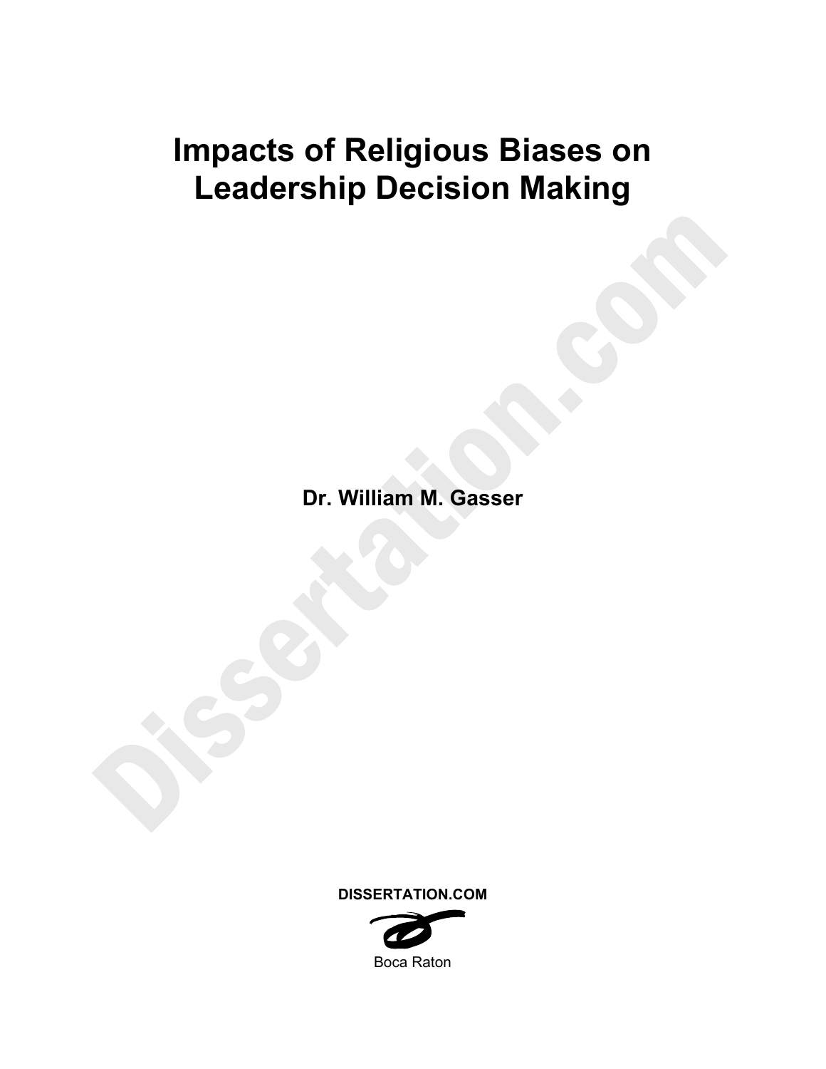# Impacts of Religious Biases on Leadership Decision Making

**Dr. William M. Gasser**

**DISSERTATION.COM**

Boca Raton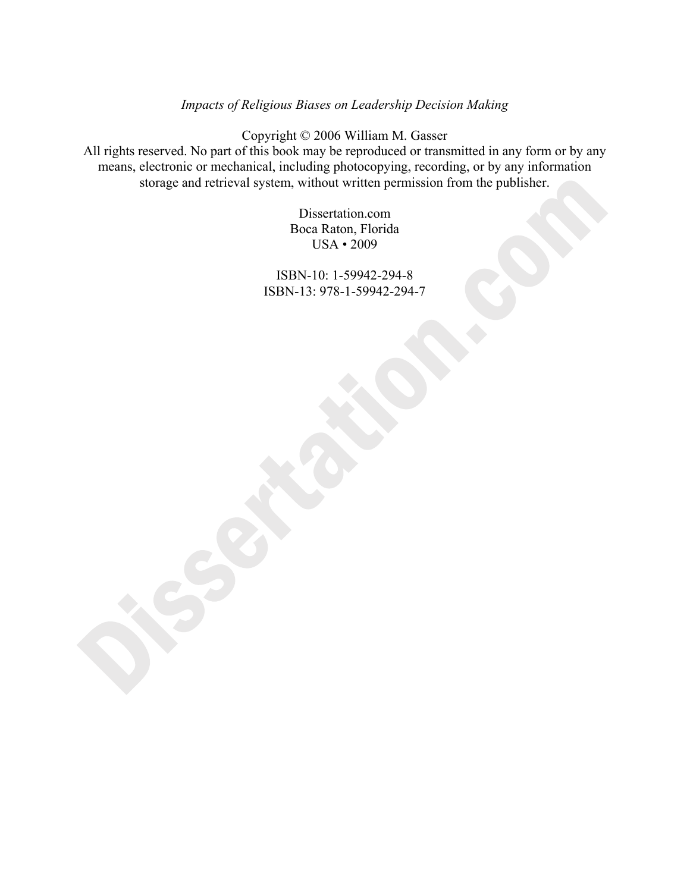*Impacts of Religious Biases on Leadership Decision Making*

Copyright © 2006 William M. Gasser
All rights reserved. No part of this book may be reproduced or transmitted in any form or by any means, electronic or mechanical, including photocopying, recording, or by any information storage and retrieval system, without written permission from the publisher.

Dissertation.com
Boca Raton, Florida
USA • 2009

ISBN-10: 1-59942-294-8
ISBN-13: 978-1-59942-294-7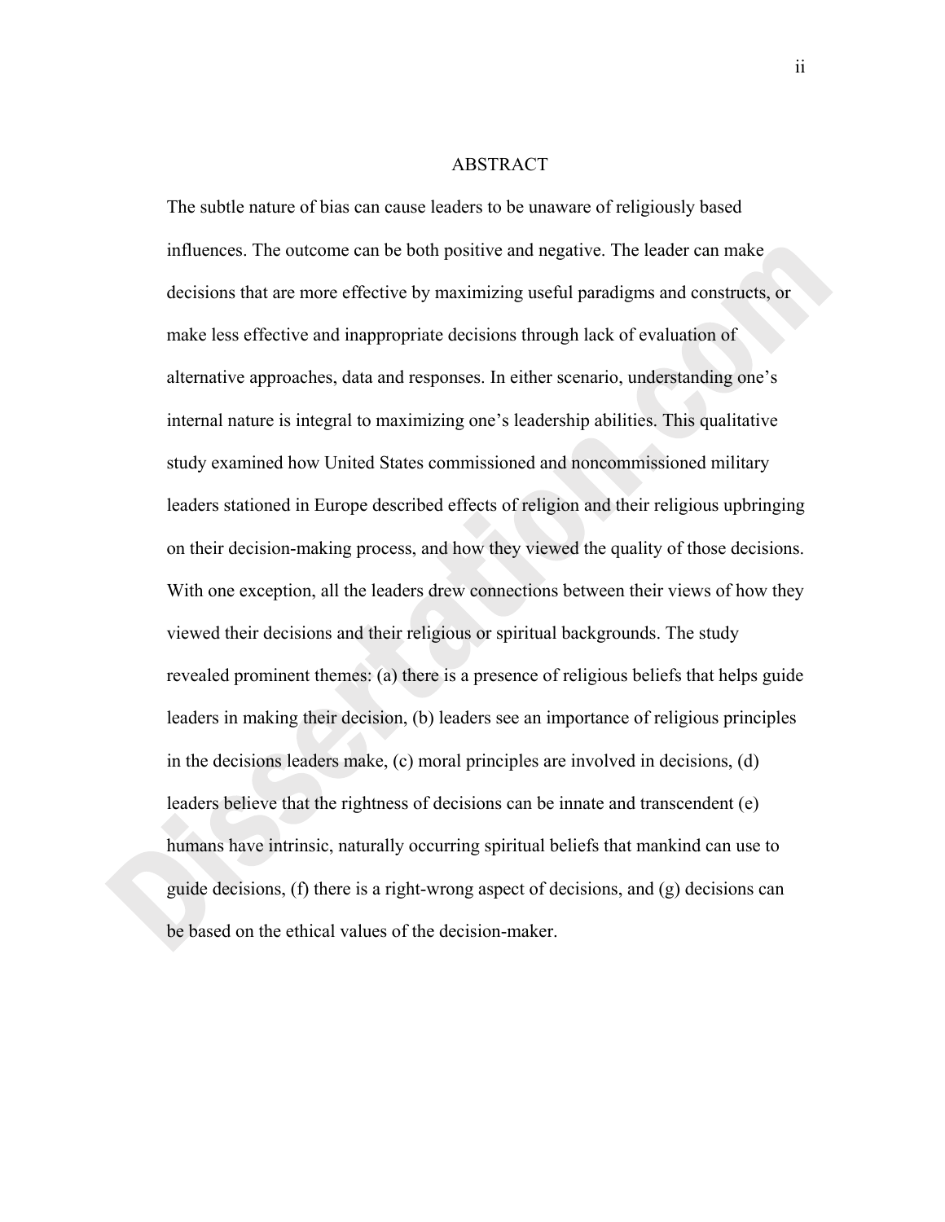# ABSTRACT

The subtle nature of bias can cause leaders to be unaware of religiously based influences. The outcome can be both positive and negative. The leader can make decisions that are more effective by maximizing useful paradigms and constructs, or make less effective and inappropriate decisions through lack of evaluation of alternative approaches, data and responses. In either scenario, understanding one's internal nature is integral to maximizing one's leadership abilities. This qualitative study examined how United States commissioned and noncommissioned military leaders stationed in Europe described effects of religion and their religious upbringing on their decision-making process, and how they viewed the quality of those decisions. With one exception, all the leaders drew connections between their views of how they viewed their decisions and their religious or spiritual backgrounds. The study revealed prominent themes: (a) there is a presence of religious beliefs that helps guide leaders in making their decision, (b) leaders see an importance of religious principles in the decisions leaders make, (c) moral principles are involved in decisions, (d) leaders believe that the rightness of decisions can be innate and transcendent (e) humans have intrinsic, naturally occurring spiritual beliefs that mankind can use to guide decisions, (f) there is a right-wrong aspect of decisions, and (g) decisions can be based on the ethical values of the decision-maker.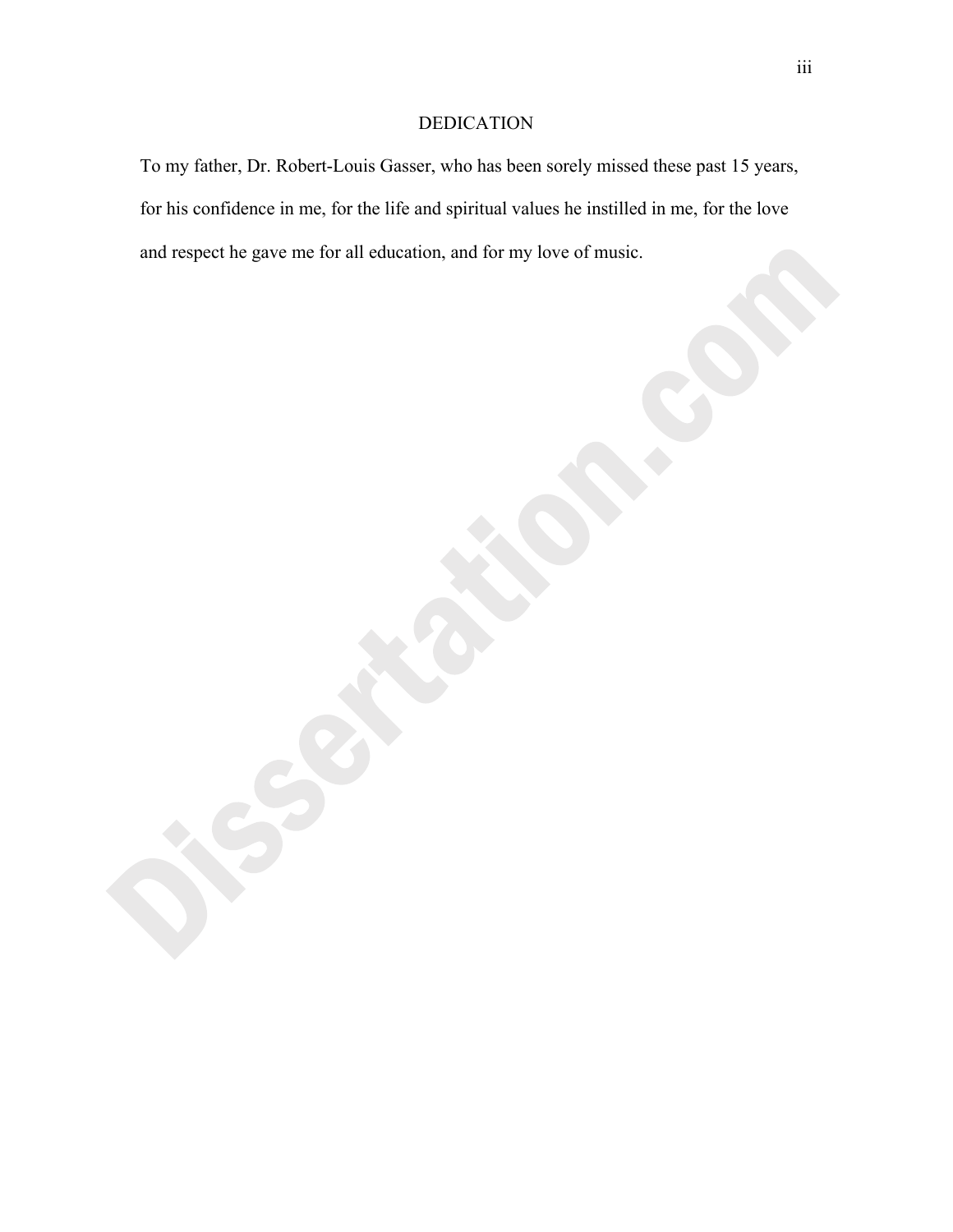# DEDICATION

To my father, Dr. Robert-Louis Gasser, who has been sorely missed these past 15 years, for his confidence in me, for the life and spiritual values he instilled in me, for the love and respect he gave me for all education, and for my love of music.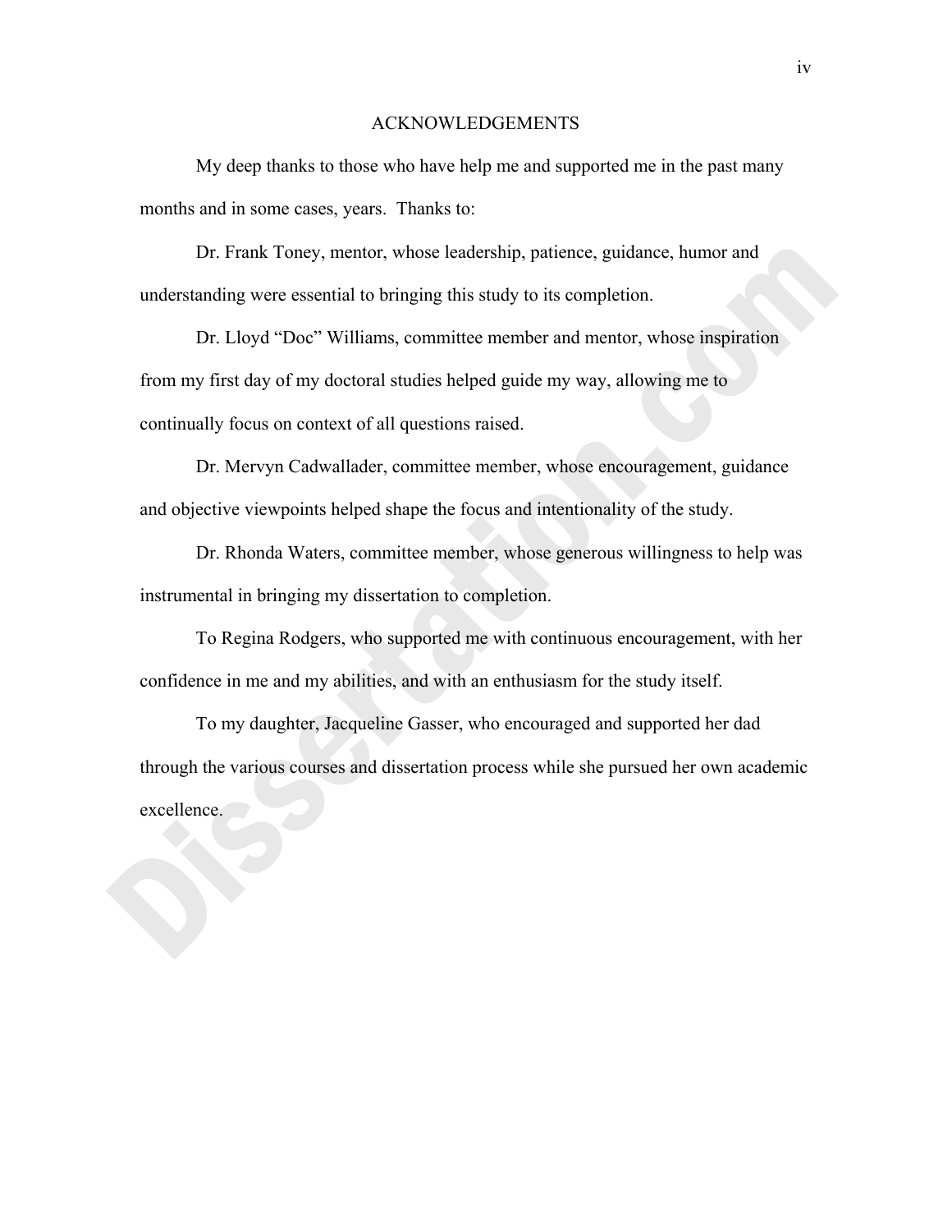# ACKNOWLEDGEMENTS

My deep thanks to those who have help me and supported me in the past many months and in some cases, years. Thanks to:

Dr. Frank Toney, mentor, whose leadership, patience, guidance, humor and understanding were essential to bringing this study to its completion.

Dr. Lloyd "Doc" Williams, committee member and mentor, whose inspiration from my first day of my doctoral studies helped guide my way, allowing me to continually focus on context of all questions raised.

Dr. Mervyn Cadwallader, committee member, whose encouragement, guidance and objective viewpoints helped shape the focus and intentionality of the study.

Dr. Rhonda Waters, committee member, whose generous willingness to help was instrumental in bringing my dissertation to completion.

To Regina Rodgers, who supported me with continuous encouragement, with her confidence in me and my abilities, and with an enthusiasm for the study itself.

To my daughter, Jacqueline Gasser, who encouraged and supported her dad through the various courses and dissertation process while she pursued her own academic excellence.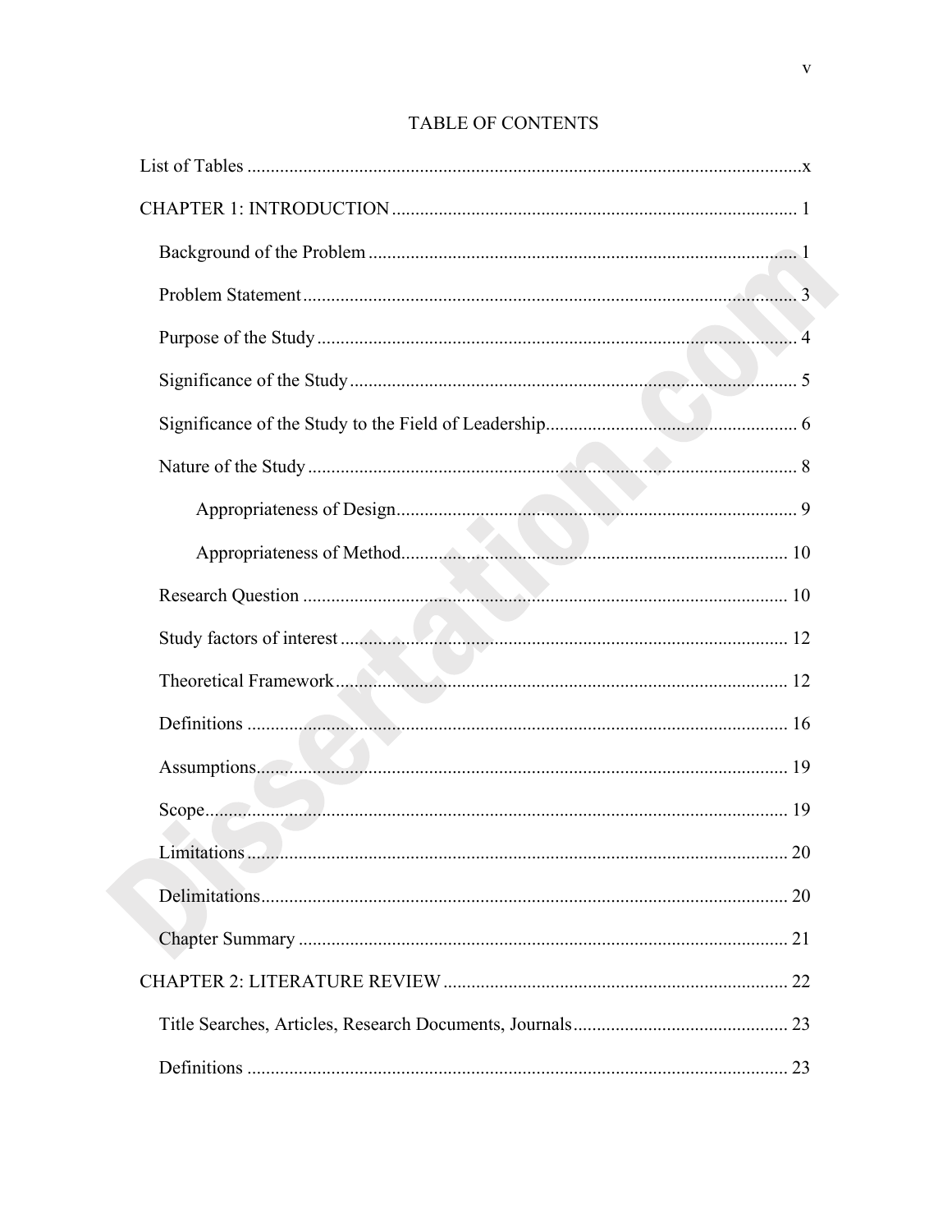# TABLE OF CONTENTS

List of Tables ........................................................................................................ x

CHAPTER 1: INTRODUCTION ........................................................................ 1

- Background of the Problem ........................................................................ 1
- Problem Statement ..................................................................................... 3
- Purpose of the Study ................................................................................... 4
- Significance of the Study ............................................................................ 5
- Significance of the Study to the Field of Leadership .................................. 6
- Nature of the Study ..................................................................................... 8
  - Appropriateness of Design ..................................................................... 9
  - Appropriateness of Method ................................................................... 10
- Research Question ..................................................................................... 10
- Study factors of interest ............................................................................. 12
- Theoretical Framework .............................................................................. 12
- Definitions ................................................................................................. 16
- Assumptions ............................................................................................... 19
- Scope .......................................................................................................... 19
- Limitations .................................................................................................. 20
- Delimitations .............................................................................................. 20
- Chapter Summary ...................................................................................... 21

CHAPTER 2: LITERATURE REVIEW ........................................................... 22

- Title Searches, Articles, Research Documents, Journals ............................ 23
- Definitions ................................................................................................. 23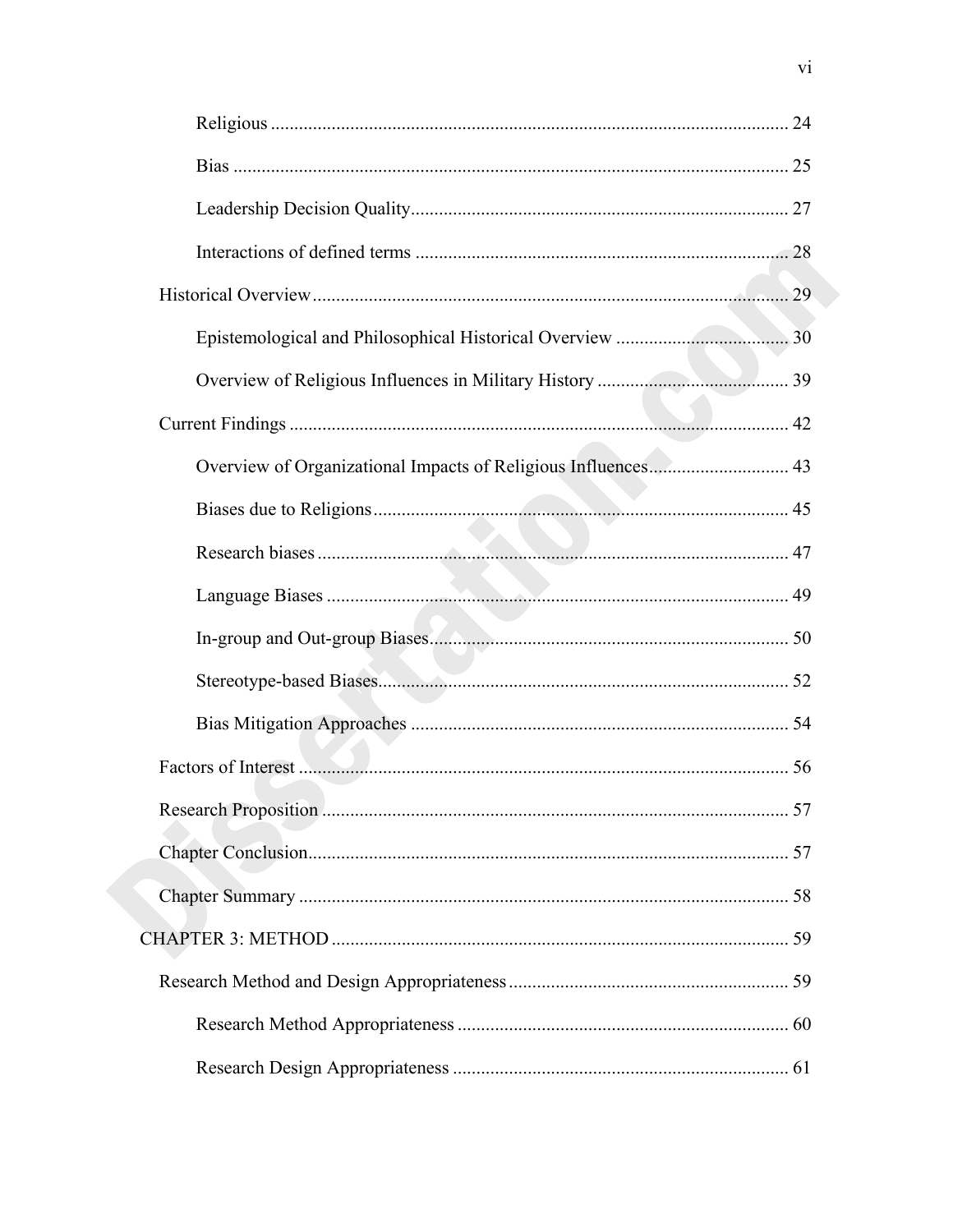Religious ........................................................................................................ 24

Bias ................................................................................................................ 25

Leadership Decision Quality............................................................................. 27

Interactions of defined terms ............................................................................ 28

Historical Overview.............................................................................................. 29

Epistemological and Philosophical Historical Overview ..................................... 30

Overview of Religious Influences in Military History ......................................... 39

Current Findings ................................................................................................... 42

Overview of Organizational Impacts of Religious Influences.............................. 43

Biases due to Religions...................................................................................... 45

Research biases ................................................................................................. 47

Language Biases ............................................................................................... 49

In-group and Out-group Biases.......................................................................... 50

Stereotype-based Biases.................................................................................... 52

Bias Mitigation Approaches .............................................................................. 54

Factors of Interest ................................................................................................. 56

Research Proposition ............................................................................................ 57

Chapter Conclusion............................................................................................... 57

Chapter Summary ................................................................................................. 58

CHAPTER 3: METHOD ............................................................................................ 59

Research Method and Design Appropriateness....................................................... 59

Research Method Appropriateness ..................................................................... 60

Research Design Appropriateness ...................................................................... 61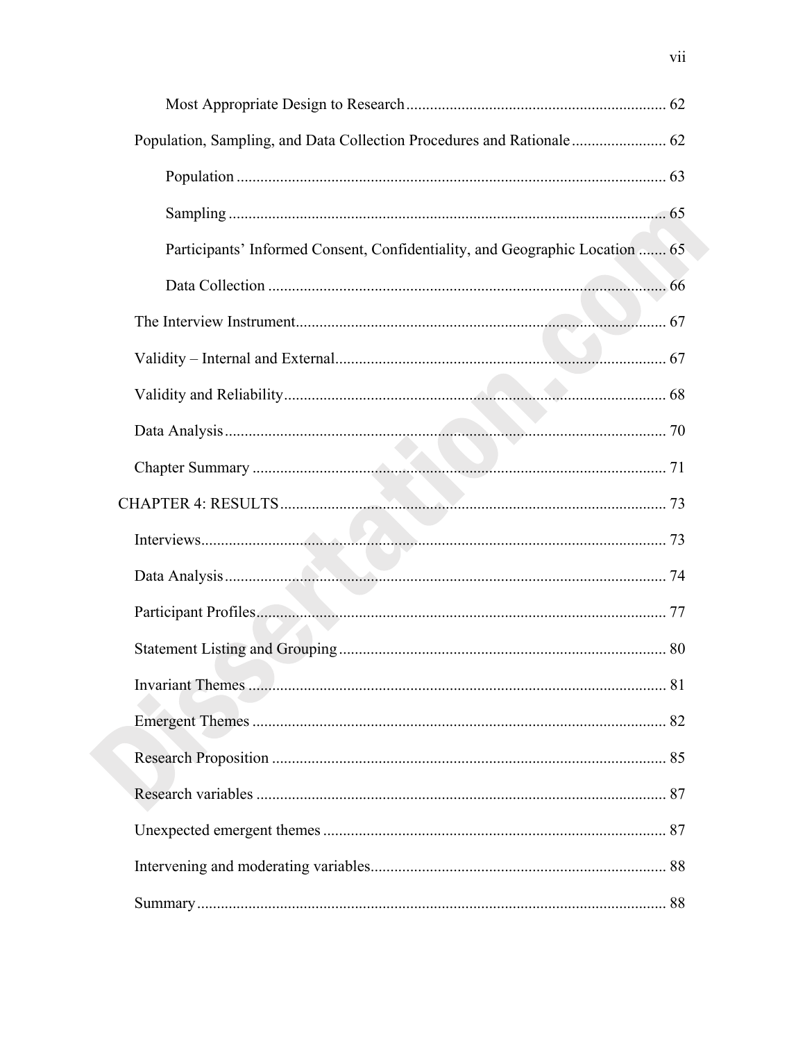Most Appropriate Design to Research ........................................................................ 62

Population, Sampling, and Data Collection Procedures and Rationale ........................ 62

Population ........................................................................................................ 63

Sampling ........................................................................................................... 65

Participants' Informed Consent, Confidentiality, and Geographic Location ....... 65

Data Collection ................................................................................................. 66

The Interview Instrument ............................................................................................. 67

Validity – Internal and External .................................................................................... 67

Validity and Reliability ................................................................................................. 68

Data Analysis ................................................................................................................ 70

Chapter Summary ......................................................................................................... 71

CHAPTER 4: RESULTS .................................................................................................. 73

Interviews ...................................................................................................................... 73

Data Analysis ................................................................................................................ 74

Participant Profiles ........................................................................................................ 77

Statement Listing and Grouping ................................................................................... 80

Invariant Themes ........................................................................................................... 81

Emergent Themes .......................................................................................................... 82

Research Proposition .................................................................................................... 85

Research variables ........................................................................................................ 87

Unexpected emergent themes ....................................................................................... 87

Intervening and moderating variables ........................................................................... 88

Summary ....................................................................................................................... 88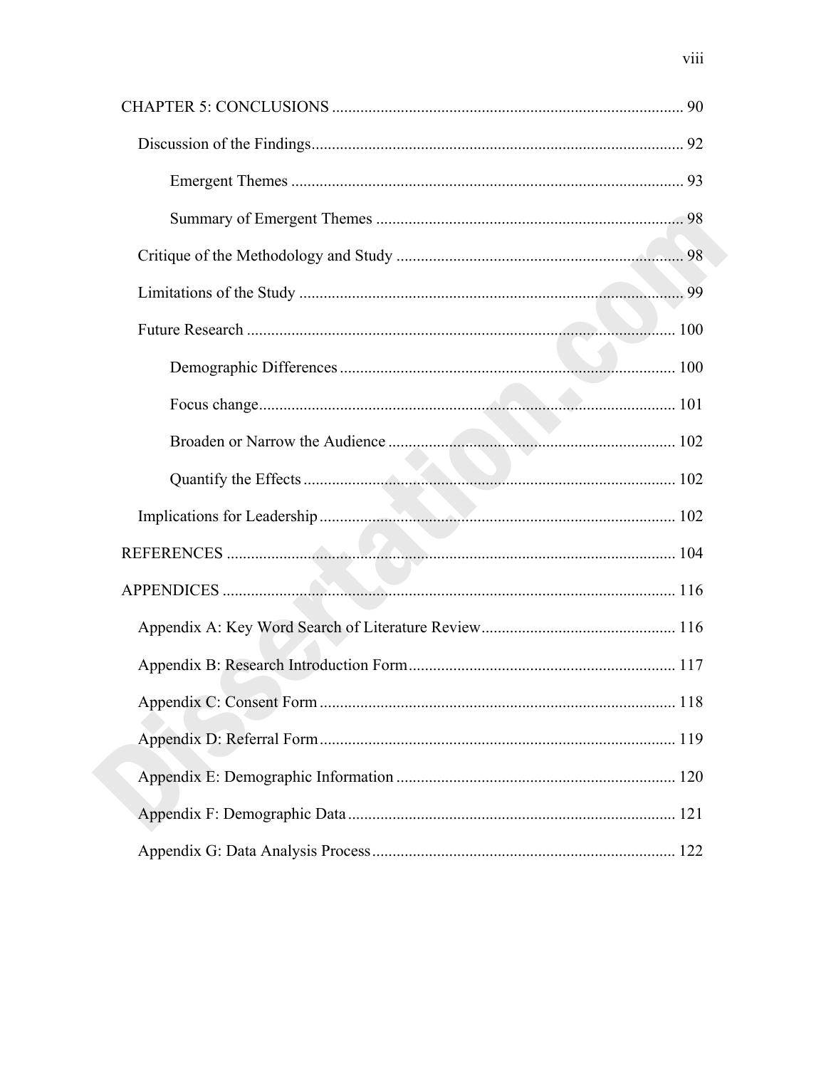CHAPTER 5: CONCLUSIONS ..................................................................................... 90

Discussion of the Findings........................................................................................... 92

Emergent Themes ................................................................................................ 93

Summary of Emergent Themes ........................................................................... 98

Critique of the Methodology and Study ...................................................................... 98

Limitations of the Study .............................................................................................. 99

Future Research ......................................................................................................... 100

Demographic Differences .................................................................................. 100

Focus change...................................................................................................... 101

Broaden or Narrow the Audience ...................................................................... 102

Quantify the Effects ........................................................................................... 102

Implications for Leadership ....................................................................................... 102

REFERENCES .............................................................................................................. 104

APPENDICES ............................................................................................................... 116

Appendix A: Key Word Search of Literature Review............................................... 116

Appendix B: Research Introduction Form................................................................. 117

Appendix C: Consent Form ....................................................................................... 118

Appendix D: Referral Form ....................................................................................... 119

Appendix E: Demographic Information .................................................................... 120

Appendix F: Demographic Data ................................................................................ 121

Appendix G: Data Analysis Process .......................................................................... 122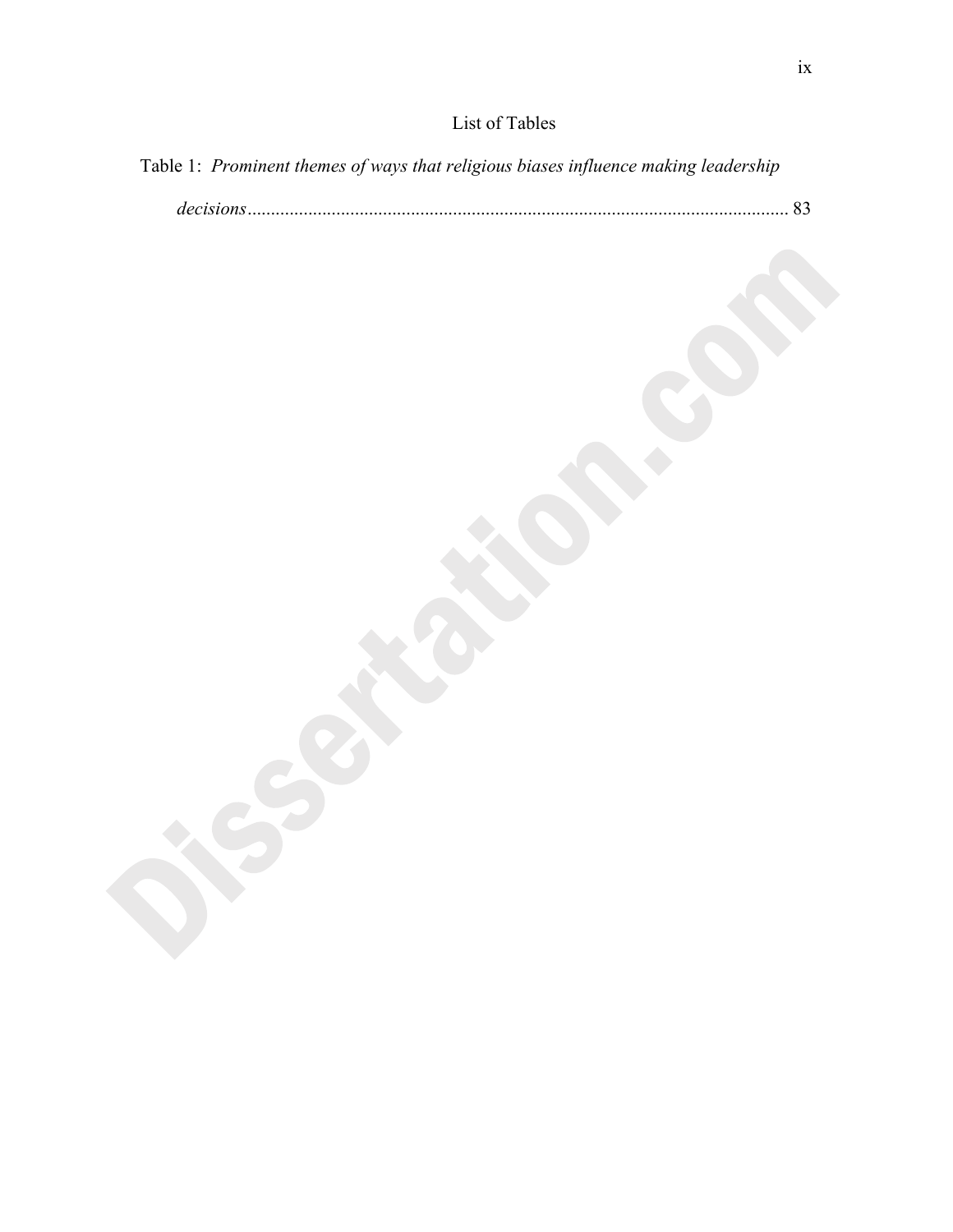# List of Tables

Table 1: *Prominent themes of ways that religious biases influence making leadership decisions* ..................................................................................................................... 83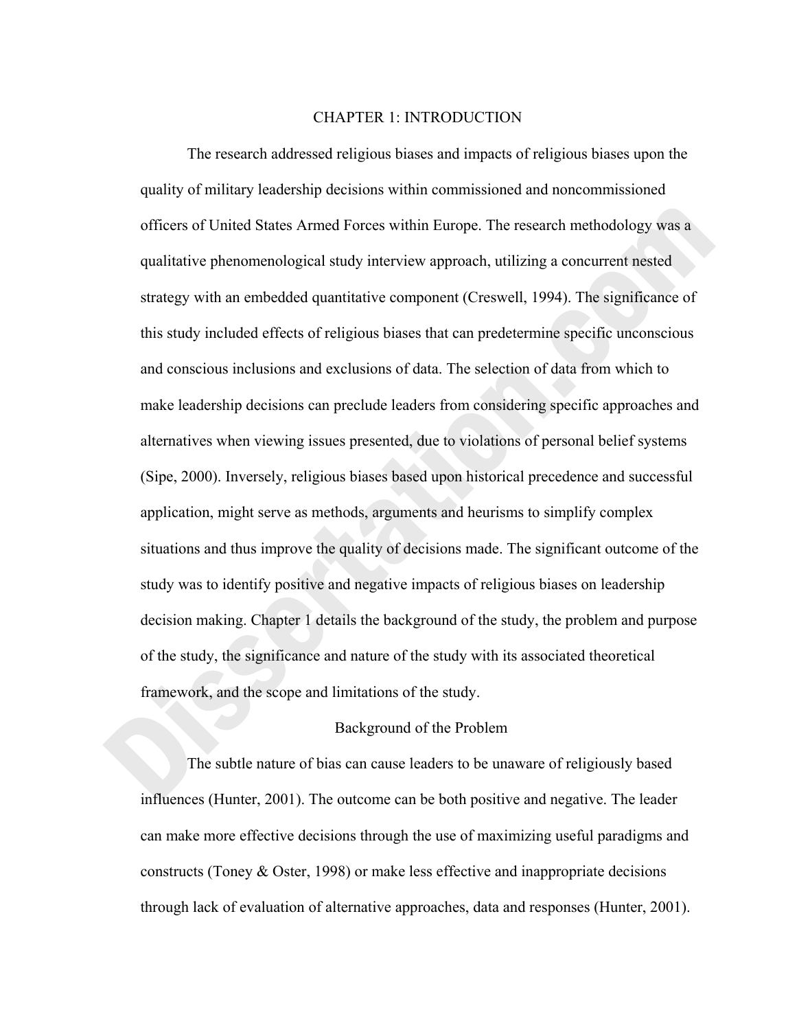# CHAPTER 1: INTRODUCTION

The research addressed religious biases and impacts of religious biases upon the quality of military leadership decisions within commissioned and noncommissioned officers of United States Armed Forces within Europe. The research methodology was a qualitative phenomenological study interview approach, utilizing a concurrent nested strategy with an embedded quantitative component (Creswell, 1994). The significance of this study included effects of religious biases that can predetermine specific unconscious and conscious inclusions and exclusions of data. The selection of data from which to make leadership decisions can preclude leaders from considering specific approaches and alternatives when viewing issues presented, due to violations of personal belief systems (Sipe, 2000). Inversely, religious biases based upon historical precedence and successful application, might serve as methods, arguments and heurisms to simplify complex situations and thus improve the quality of decisions made. The significant outcome of the study was to identify positive and negative impacts of religious biases on leadership decision making. Chapter 1 details the background of the study, the problem and purpose of the study, the significance and nature of the study with its associated theoretical framework, and the scope and limitations of the study.

## Background of the Problem

The subtle nature of bias can cause leaders to be unaware of religiously based influences (Hunter, 2001). The outcome can be both positive and negative. The leader can make more effective decisions through the use of maximizing useful paradigms and constructs (Toney & Oster, 1998) or make less effective and inappropriate decisions through lack of evaluation of alternative approaches, data and responses (Hunter, 2001).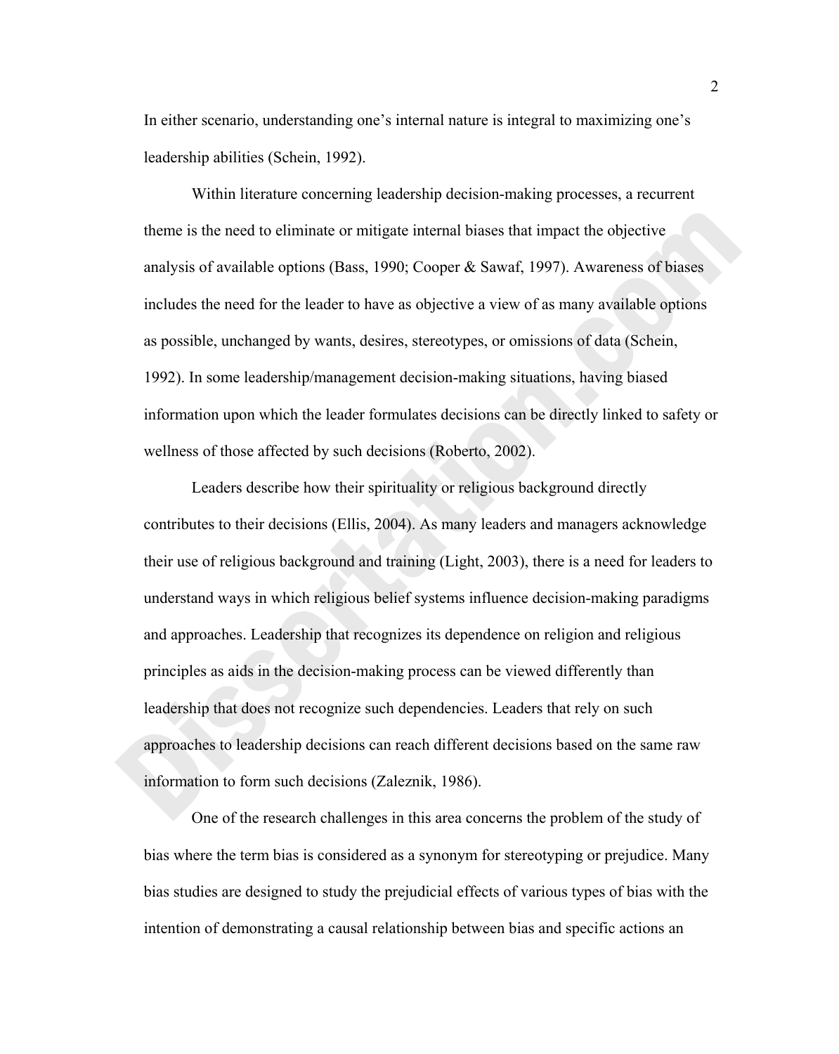In either scenario, understanding one's internal nature is integral to maximizing one's leadership abilities (Schein, 1992).

Within literature concerning leadership decision-making processes, a recurrent theme is the need to eliminate or mitigate internal biases that impact the objective analysis of available options (Bass, 1990; Cooper & Sawaf, 1997). Awareness of biases includes the need for the leader to have as objective a view of as many available options as possible, unchanged by wants, desires, stereotypes, or omissions of data (Schein, 1992). In some leadership/management decision-making situations, having biased information upon which the leader formulates decisions can be directly linked to safety or wellness of those affected by such decisions (Roberto, 2002).

Leaders describe how their spirituality or religious background directly contributes to their decisions (Ellis, 2004). As many leaders and managers acknowledge their use of religious background and training (Light, 2003), there is a need for leaders to understand ways in which religious belief systems influence decision-making paradigms and approaches. Leadership that recognizes its dependence on religion and religious principles as aids in the decision-making process can be viewed differently than leadership that does not recognize such dependencies. Leaders that rely on such approaches to leadership decisions can reach different decisions based on the same raw information to form such decisions (Zaleznik, 1986).

One of the research challenges in this area concerns the problem of the study of bias where the term bias is considered as a synonym for stereotyping or prejudice. Many bias studies are designed to study the prejudicial effects of various types of bias with the intention of demonstrating a causal relationship between bias and specific actions an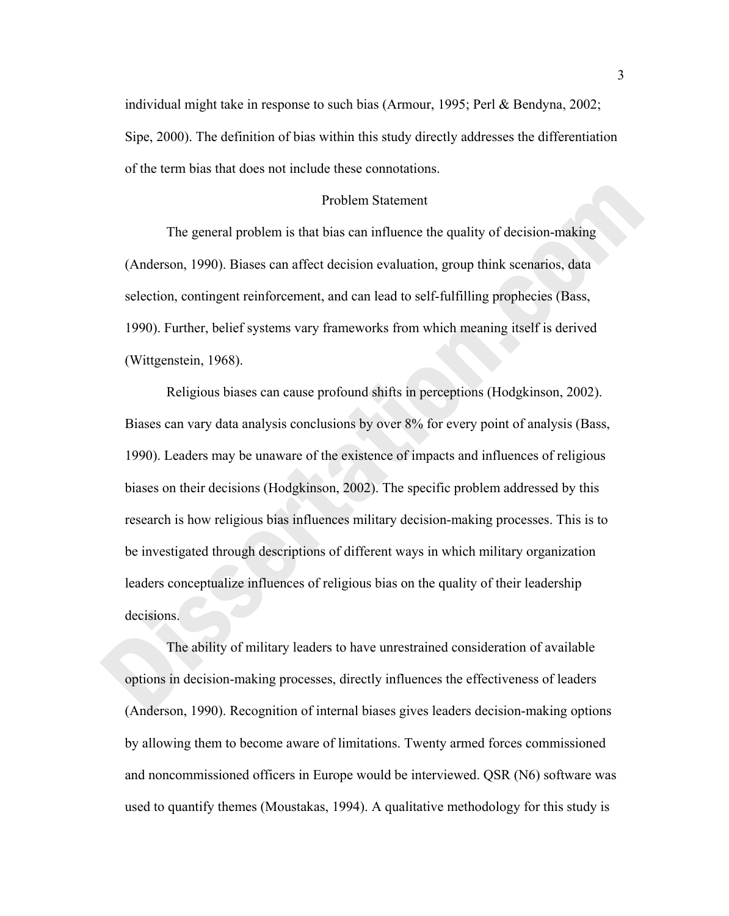individual might take in response to such bias (Armour, 1995; Perl & Bendyna, 2002; Sipe, 2000). The definition of bias within this study directly addresses the differentiation of the term bias that does not include these connotations.

## Problem Statement

The general problem is that bias can influence the quality of decision-making (Anderson, 1990). Biases can affect decision evaluation, group think scenarios, data selection, contingent reinforcement, and can lead to self-fulfilling prophecies (Bass, 1990). Further, belief systems vary frameworks from which meaning itself is derived (Wittgenstein, 1968).

Religious biases can cause profound shifts in perceptions (Hodgkinson, 2002). Biases can vary data analysis conclusions by over 8% for every point of analysis (Bass, 1990). Leaders may be unaware of the existence of impacts and influences of religious biases on their decisions (Hodgkinson, 2002). The specific problem addressed by this research is how religious bias influences military decision-making processes. This is to be investigated through descriptions of different ways in which military organization leaders conceptualize influences of religious bias on the quality of their leadership decisions.

The ability of military leaders to have unrestrained consideration of available options in decision-making processes, directly influences the effectiveness of leaders (Anderson, 1990). Recognition of internal biases gives leaders decision-making options by allowing them to become aware of limitations. Twenty armed forces commissioned and noncommissioned officers in Europe would be interviewed. QSR (N6) software was used to quantify themes (Moustakas, 1994). A qualitative methodology for this study is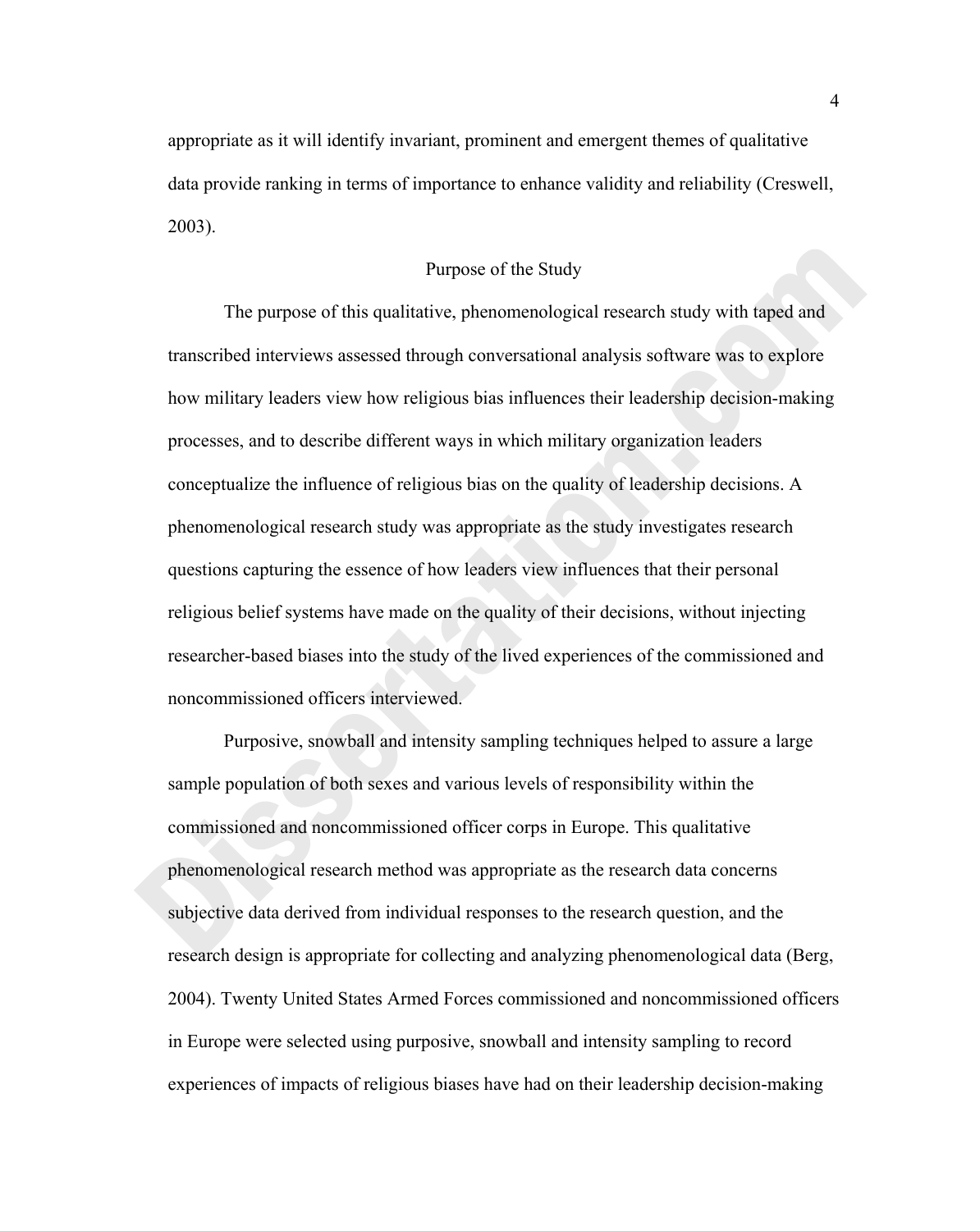appropriate as it will identify invariant, prominent and emergent themes of qualitative data provide ranking in terms of importance to enhance validity and reliability (Creswell, 2003).

## Purpose of the Study

The purpose of this qualitative, phenomenological research study with taped and transcribed interviews assessed through conversational analysis software was to explore how military leaders view how religious bias influences their leadership decision-making processes, and to describe different ways in which military organization leaders conceptualize the influence of religious bias on the quality of leadership decisions. A phenomenological research study was appropriate as the study investigates research questions capturing the essence of how leaders view influences that their personal religious belief systems have made on the quality of their decisions, without injecting researcher-based biases into the study of the lived experiences of the commissioned and noncommissioned officers interviewed.

Purposive, snowball and intensity sampling techniques helped to assure a large sample population of both sexes and various levels of responsibility within the commissioned and noncommissioned officer corps in Europe. This qualitative phenomenological research method was appropriate as the research data concerns subjective data derived from individual responses to the research question, and the research design is appropriate for collecting and analyzing phenomenological data (Berg, 2004). Twenty United States Armed Forces commissioned and noncommissioned officers in Europe were selected using purposive, snowball and intensity sampling to record experiences of impacts of religious biases have had on their leadership decision-making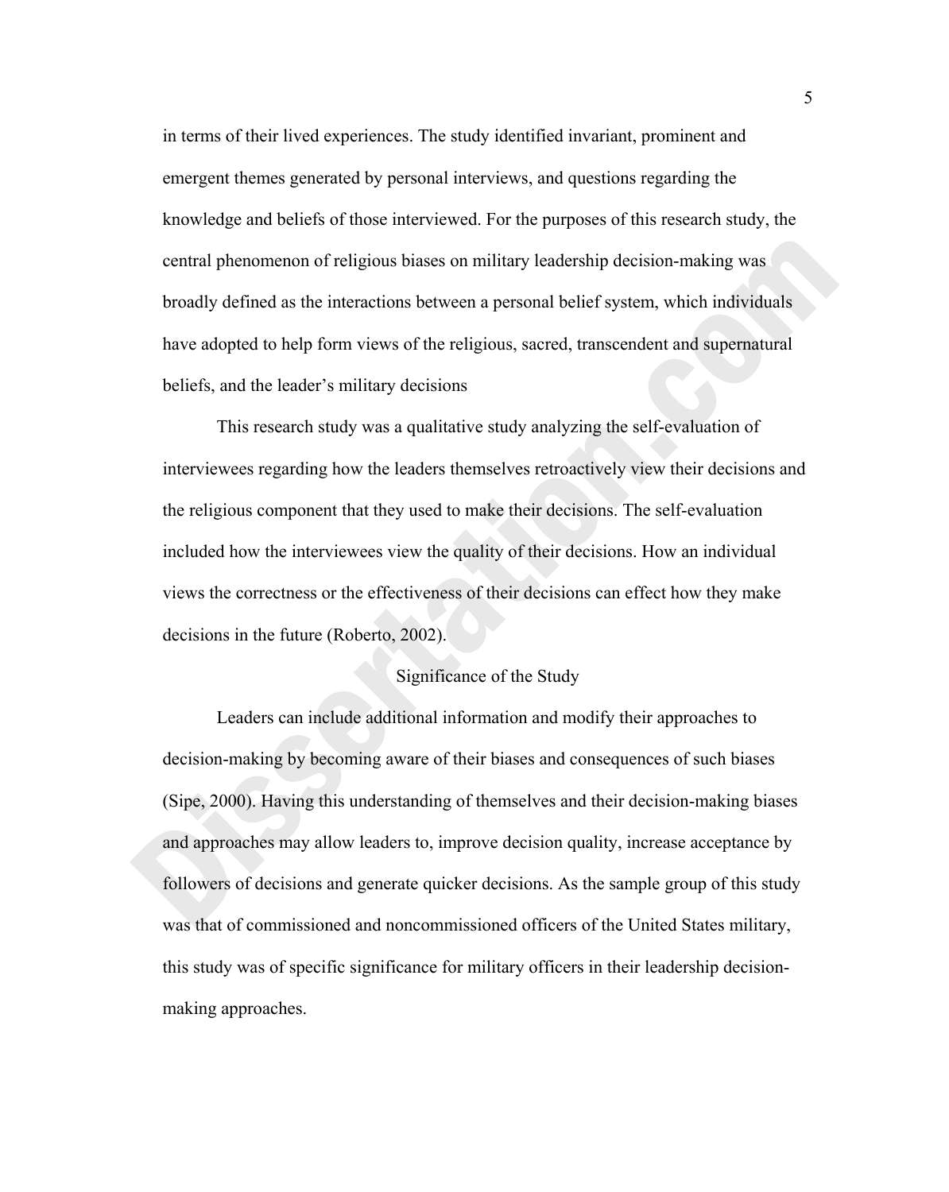in terms of their lived experiences. The study identified invariant, prominent and emergent themes generated by personal interviews, and questions regarding the knowledge and beliefs of those interviewed. For the purposes of this research study, the central phenomenon of religious biases on military leadership decision-making was broadly defined as the interactions between a personal belief system, which individuals have adopted to help form views of the religious, sacred, transcendent and supernatural beliefs, and the leader's military decisions

This research study was a qualitative study analyzing the self-evaluation of interviewees regarding how the leaders themselves retroactively view their decisions and the religious component that they used to make their decisions. The self-evaluation included how the interviewees view the quality of their decisions. How an individual views the correctness or the effectiveness of their decisions can effect how they make decisions in the future (Roberto, 2002).

## Significance of the Study

Leaders can include additional information and modify their approaches to decision-making by becoming aware of their biases and consequences of such biases (Sipe, 2000). Having this understanding of themselves and their decision-making biases and approaches may allow leaders to, improve decision quality, increase acceptance by followers of decisions and generate quicker decisions. As the sample group of this study was that of commissioned and noncommissioned officers of the United States military, this study was of specific significance for military officers in their leadership decision-making approaches.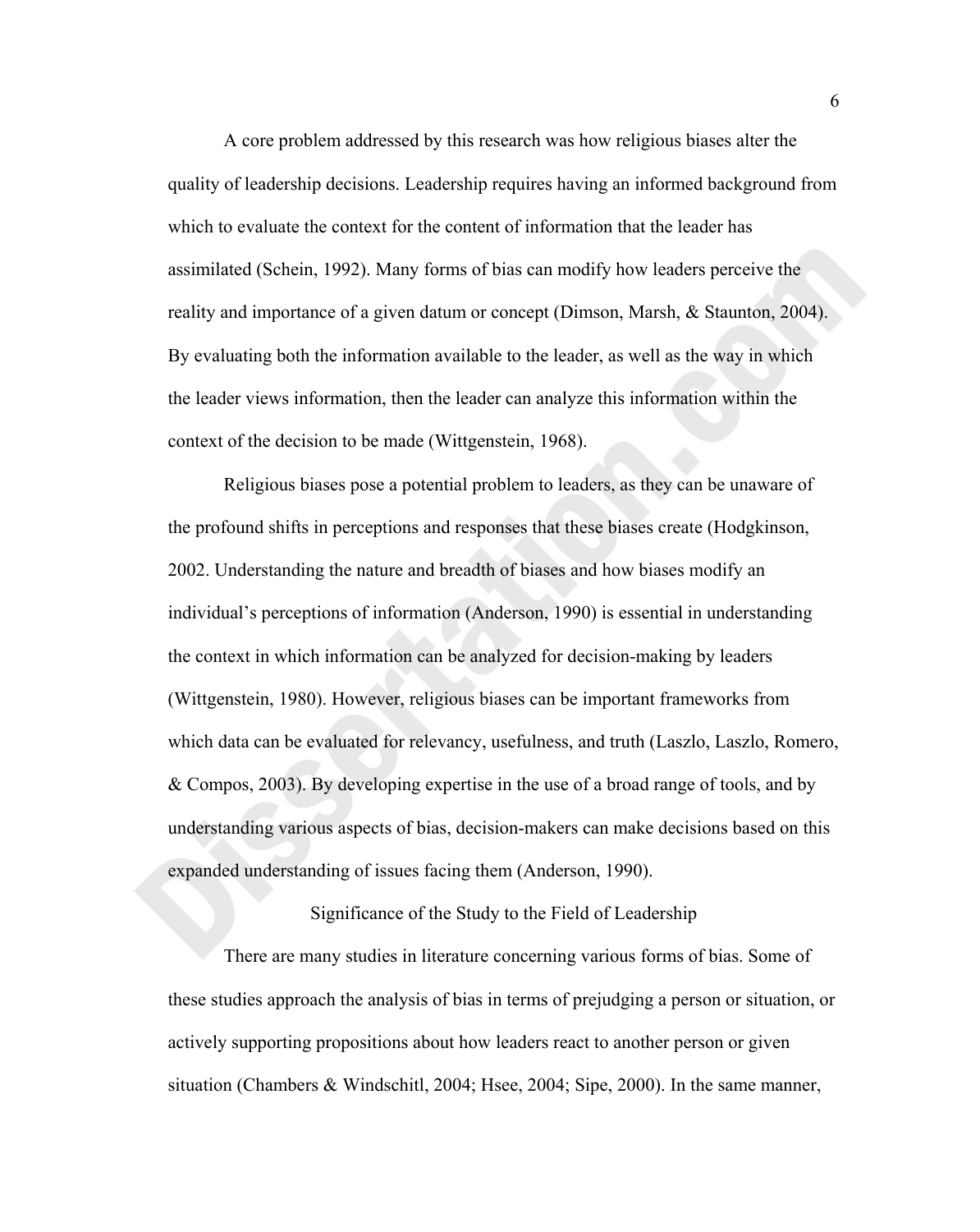A core problem addressed by this research was how religious biases alter the quality of leadership decisions. Leadership requires having an informed background from which to evaluate the context for the content of information that the leader has assimilated (Schein, 1992). Many forms of bias can modify how leaders perceive the reality and importance of a given datum or concept (Dimson, Marsh, & Staunton, 2004). By evaluating both the information available to the leader, as well as the way in which the leader views information, then the leader can analyze this information within the context of the decision to be made (Wittgenstein, 1968).

Religious biases pose a potential problem to leaders, as they can be unaware of the profound shifts in perceptions and responses that these biases create (Hodgkinson, 2002. Understanding the nature and breadth of biases and how biases modify an individual's perceptions of information (Anderson, 1990) is essential in understanding the context in which information can be analyzed for decision-making by leaders (Wittgenstein, 1980). However, religious biases can be important frameworks from which data can be evaluated for relevancy, usefulness, and truth (Laszlo, Laszlo, Romero, & Compos, 2003). By developing expertise in the use of a broad range of tools, and by understanding various aspects of bias, decision-makers can make decisions based on this expanded understanding of issues facing them (Anderson, 1990).

## Significance of the Study to the Field of Leadership

There are many studies in literature concerning various forms of bias. Some of these studies approach the analysis of bias in terms of prejudging a person or situation, or actively supporting propositions about how leaders react to another person or given situation (Chambers & Windschitl, 2004; Hsee, 2004; Sipe, 2000). In the same manner,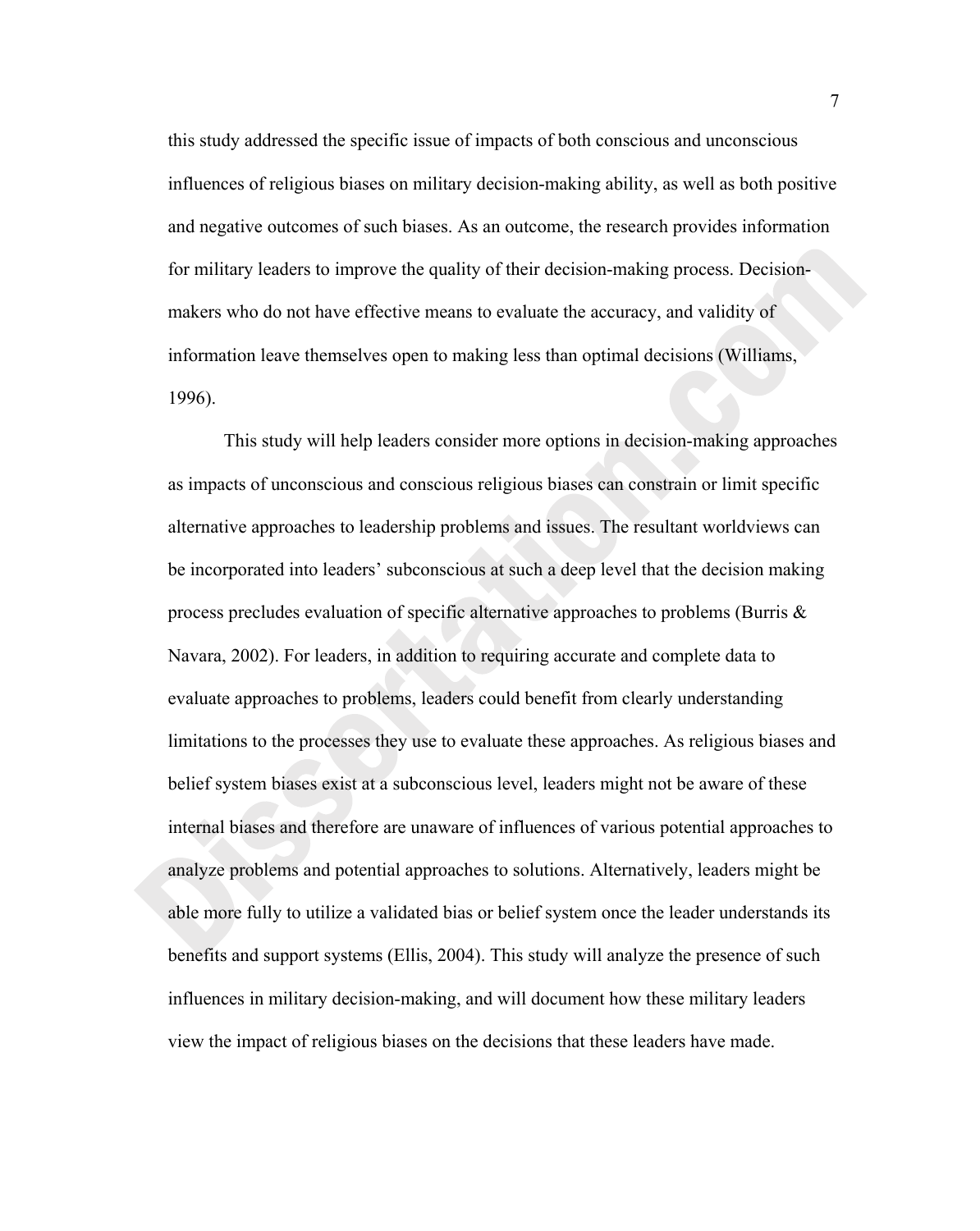this study addressed the specific issue of impacts of both conscious and unconscious influences of religious biases on military decision-making ability, as well as both positive and negative outcomes of such biases. As an outcome, the research provides information for military leaders to improve the quality of their decision-making process. Decision-makers who do not have effective means to evaluate the accuracy, and validity of information leave themselves open to making less than optimal decisions (Williams, 1996).

This study will help leaders consider more options in decision-making approaches as impacts of unconscious and conscious religious biases can constrain or limit specific alternative approaches to leadership problems and issues. The resultant worldviews can be incorporated into leaders' subconscious at such a deep level that the decision making process precludes evaluation of specific alternative approaches to problems (Burris & Navara, 2002). For leaders, in addition to requiring accurate and complete data to evaluate approaches to problems, leaders could benefit from clearly understanding limitations to the processes they use to evaluate these approaches. As religious biases and belief system biases exist at a subconscious level, leaders might not be aware of these internal biases and therefore are unaware of influences of various potential approaches to analyze problems and potential approaches to solutions. Alternatively, leaders might be able more fully to utilize a validated bias or belief system once the leader understands its benefits and support systems (Ellis, 2004). This study will analyze the presence of such influences in military decision-making, and will document how these military leaders view the impact of religious biases on the decisions that these leaders have made.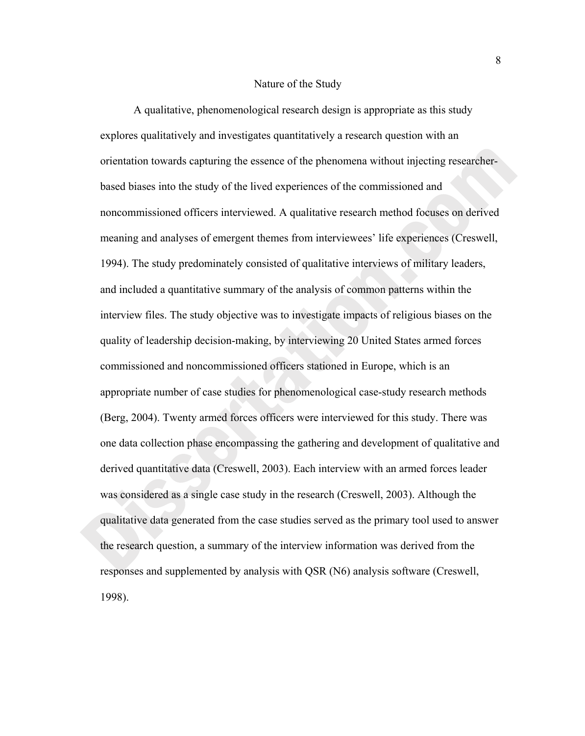## Nature of the Study

A qualitative, phenomenological research design is appropriate as this study explores qualitatively and investigates quantitatively a research question with an orientation towards capturing the essence of the phenomena without injecting researcher-based biases into the study of the lived experiences of the commissioned and noncommissioned officers interviewed. A qualitative research method focuses on derived meaning and analyses of emergent themes from interviewees' life experiences (Creswell, 1994). The study predominately consisted of qualitative interviews of military leaders, and included a quantitative summary of the analysis of common patterns within the interview files. The study objective was to investigate impacts of religious biases on the quality of leadership decision-making, by interviewing 20 United States armed forces commissioned and noncommissioned officers stationed in Europe, which is an appropriate number of case studies for phenomenological case-study research methods (Berg, 2004). Twenty armed forces officers were interviewed for this study. There was one data collection phase encompassing the gathering and development of qualitative and derived quantitative data (Creswell, 2003). Each interview with an armed forces leader was considered as a single case study in the research (Creswell, 2003). Although the qualitative data generated from the case studies served as the primary tool used to answer the research question, a summary of the interview information was derived from the responses and supplemented by analysis with QSR (N6) analysis software (Creswell, 1998).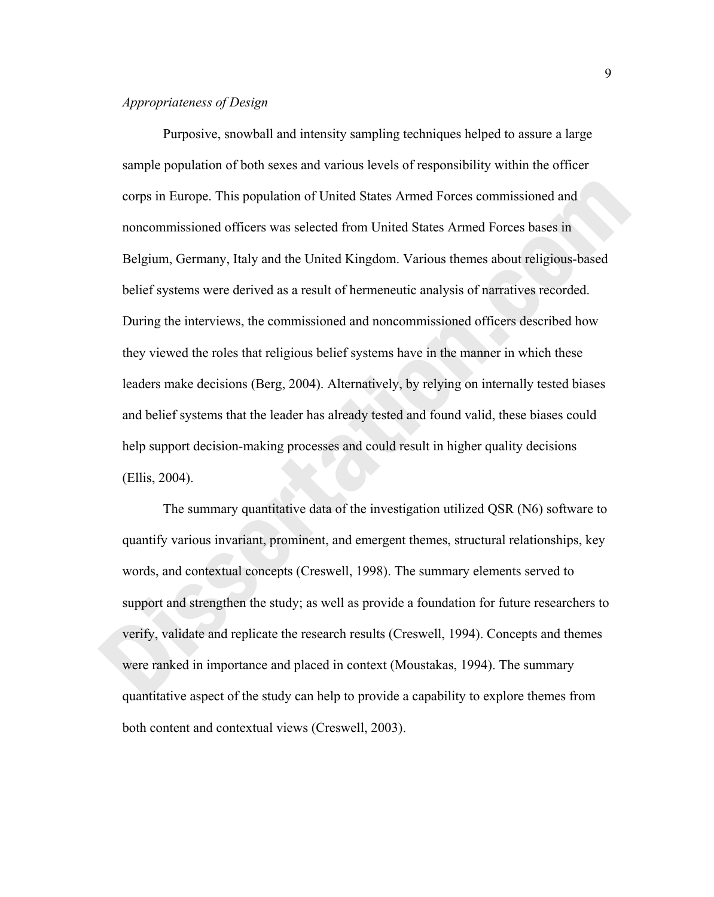*Appropriateness of Design*

Purposive, snowball and intensity sampling techniques helped to assure a large sample population of both sexes and various levels of responsibility within the officer corps in Europe. This population of United States Armed Forces commissioned and noncommissioned officers was selected from United States Armed Forces bases in Belgium, Germany, Italy and the United Kingdom. Various themes about religious-based belief systems were derived as a result of hermeneutic analysis of narratives recorded. During the interviews, the commissioned and noncommissioned officers described how they viewed the roles that religious belief systems have in the manner in which these leaders make decisions (Berg, 2004). Alternatively, by relying on internally tested biases and belief systems that the leader has already tested and found valid, these biases could help support decision-making processes and could result in higher quality decisions (Ellis, 2004).

The summary quantitative data of the investigation utilized QSR (N6) software to quantify various invariant, prominent, and emergent themes, structural relationships, key words, and contextual concepts (Creswell, 1998). The summary elements served to support and strengthen the study; as well as provide a foundation for future researchers to verify, validate and replicate the research results (Creswell, 1994). Concepts and themes were ranked in importance and placed in context (Moustakas, 1994). The summary quantitative aspect of the study can help to provide a capability to explore themes from both content and contextual views (Creswell, 2003).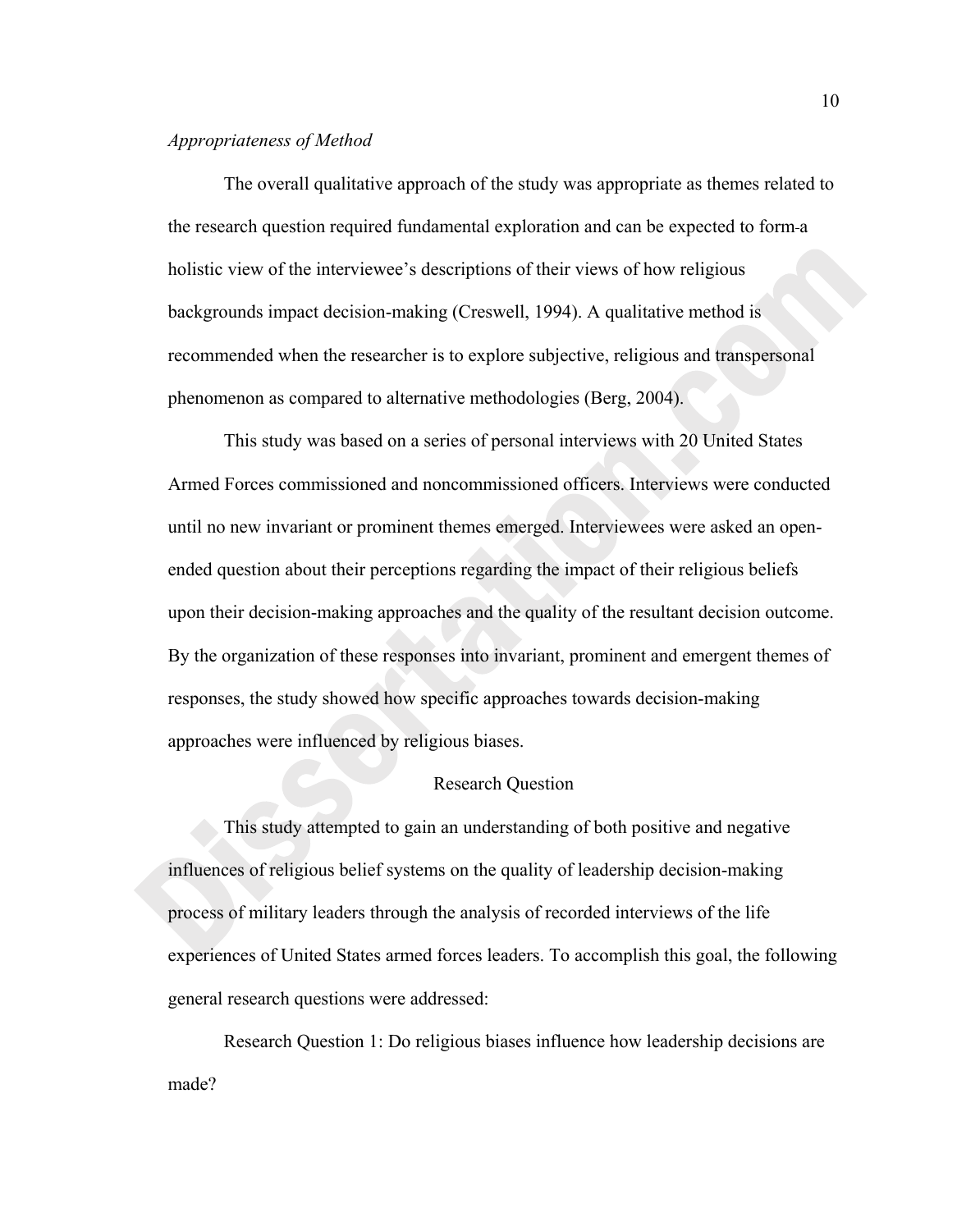*Appropriateness of Method*

The overall qualitative approach of the study was appropriate as themes related to the research question required fundamental exploration and can be expected to form a holistic view of the interviewee's descriptions of their views of how religious backgrounds impact decision-making (Creswell, 1994). A qualitative method is recommended when the researcher is to explore subjective, religious and transpersonal phenomenon as compared to alternative methodologies (Berg, 2004).

This study was based on a series of personal interviews with 20 United States Armed Forces commissioned and noncommissioned officers. Interviews were conducted until no new invariant or prominent themes emerged. Interviewees were asked an open-ended question about their perceptions regarding the impact of their religious beliefs upon their decision-making approaches and the quality of the resultant decision outcome. By the organization of these responses into invariant, prominent and emergent themes of responses, the study showed how specific approaches towards decision-making approaches were influenced by religious biases.

## Research Question

This study attempted to gain an understanding of both positive and negative influences of religious belief systems on the quality of leadership decision-making process of military leaders through the analysis of recorded interviews of the life experiences of United States armed forces leaders. To accomplish this goal, the following general research questions were addressed:

Research Question 1: Do religious biases influence how leadership decisions are made?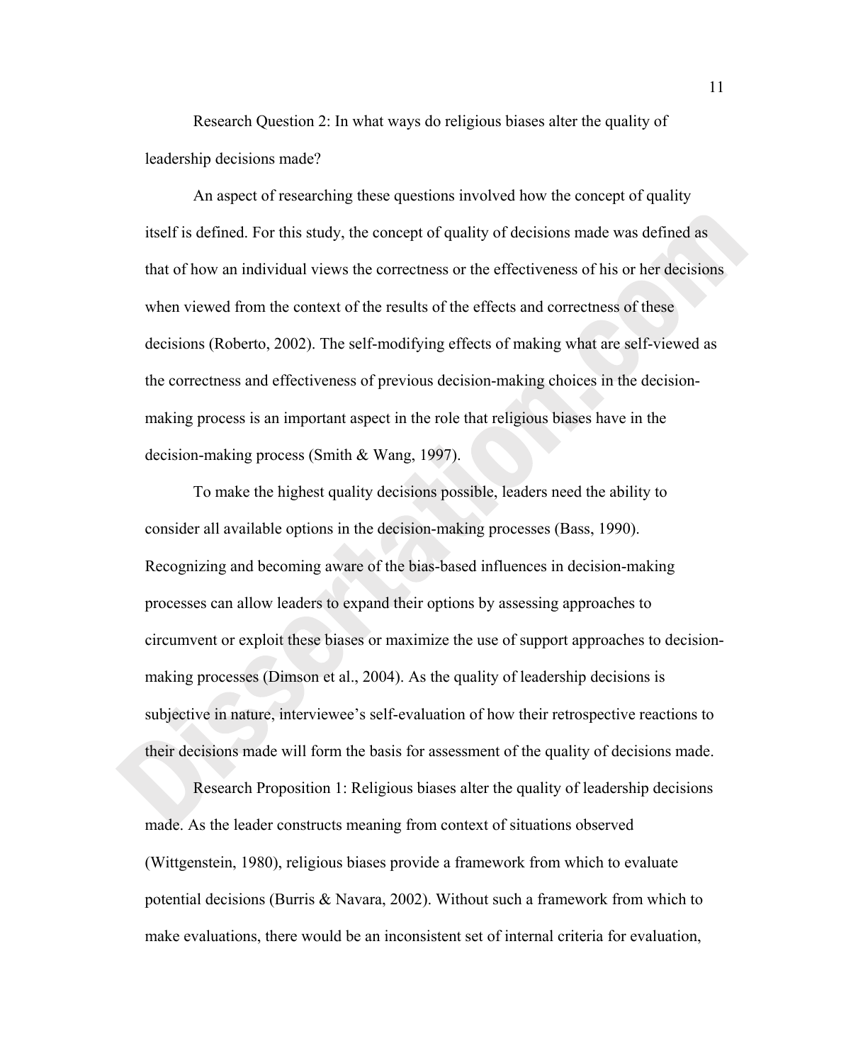Research Question 2: In what ways do religious biases alter the quality of leadership decisions made?

An aspect of researching these questions involved how the concept of quality itself is defined. For this study, the concept of quality of decisions made was defined as that of how an individual views the correctness or the effectiveness of his or her decisions when viewed from the context of the results of the effects and correctness of these decisions (Roberto, 2002). The self-modifying effects of making what are self-viewed as the correctness and effectiveness of previous decision-making choices in the decision-making process is an important aspect in the role that religious biases have in the decision-making process (Smith & Wang, 1997).

To make the highest quality decisions possible, leaders need the ability to consider all available options in the decision-making processes (Bass, 1990). Recognizing and becoming aware of the bias-based influences in decision-making processes can allow leaders to expand their options by assessing approaches to circumvent or exploit these biases or maximize the use of support approaches to decision-making processes (Dimson et al., 2004). As the quality of leadership decisions is subjective in nature, interviewee's self-evaluation of how their retrospective reactions to their decisions made will form the basis for assessment of the quality of decisions made.

Research Proposition 1: Religious biases alter the quality of leadership decisions made. As the leader constructs meaning from context of situations observed (Wittgenstein, 1980), religious biases provide a framework from which to evaluate potential decisions (Burris & Navara, 2002). Without such a framework from which to make evaluations, there would be an inconsistent set of internal criteria for evaluation,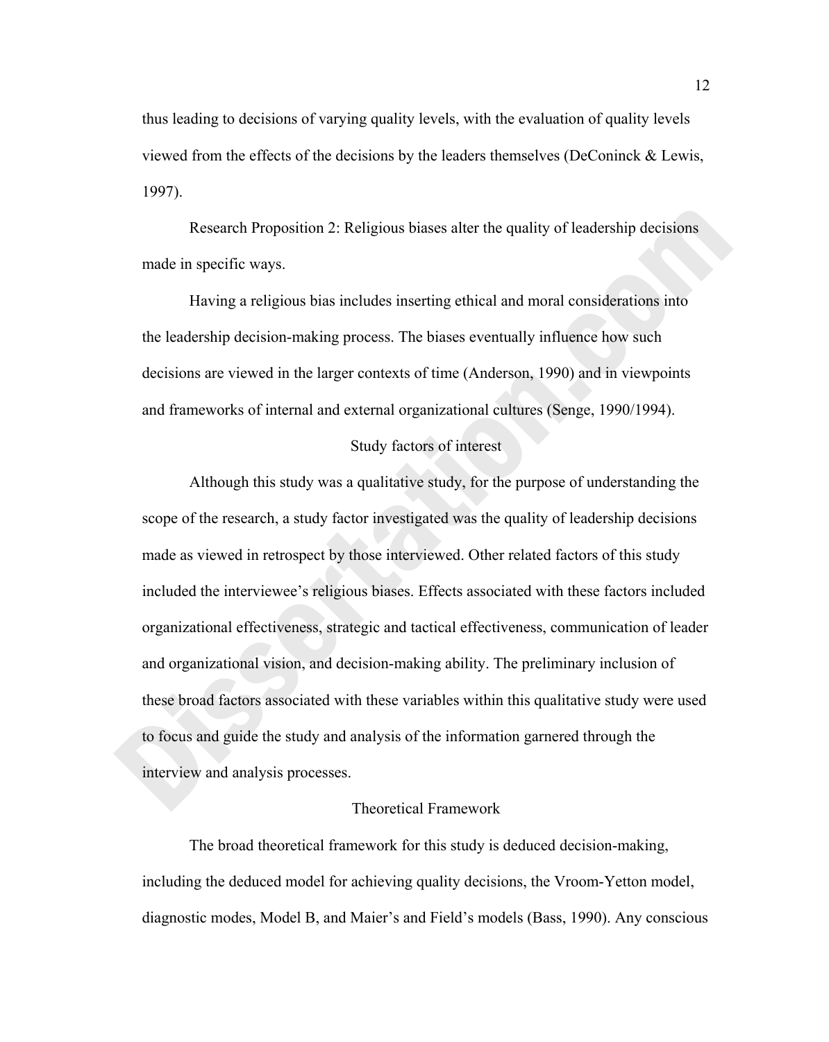thus leading to decisions of varying quality levels, with the evaluation of quality levels viewed from the effects of the decisions by the leaders themselves (DeConinck & Lewis, 1997).

Research Proposition 2: Religious biases alter the quality of leadership decisions made in specific ways.

Having a religious bias includes inserting ethical and moral considerations into the leadership decision-making process. The biases eventually influence how such decisions are viewed in the larger contexts of time (Anderson, 1990) and in viewpoints and frameworks of internal and external organizational cultures (Senge, 1990/1994).

## Study factors of interest

Although this study was a qualitative study, for the purpose of understanding the scope of the research, a study factor investigated was the quality of leadership decisions made as viewed in retrospect by those interviewed. Other related factors of this study included the interviewee's religious biases. Effects associated with these factors included organizational effectiveness, strategic and tactical effectiveness, communication of leader and organizational vision, and decision-making ability. The preliminary inclusion of these broad factors associated with these variables within this qualitative study were used to focus and guide the study and analysis of the information garnered through the interview and analysis processes.

## Theoretical Framework

The broad theoretical framework for this study is deduced decision-making, including the deduced model for achieving quality decisions, the Vroom-Yetton model, diagnostic modes, Model B, and Maier's and Field's models (Bass, 1990). Any conscious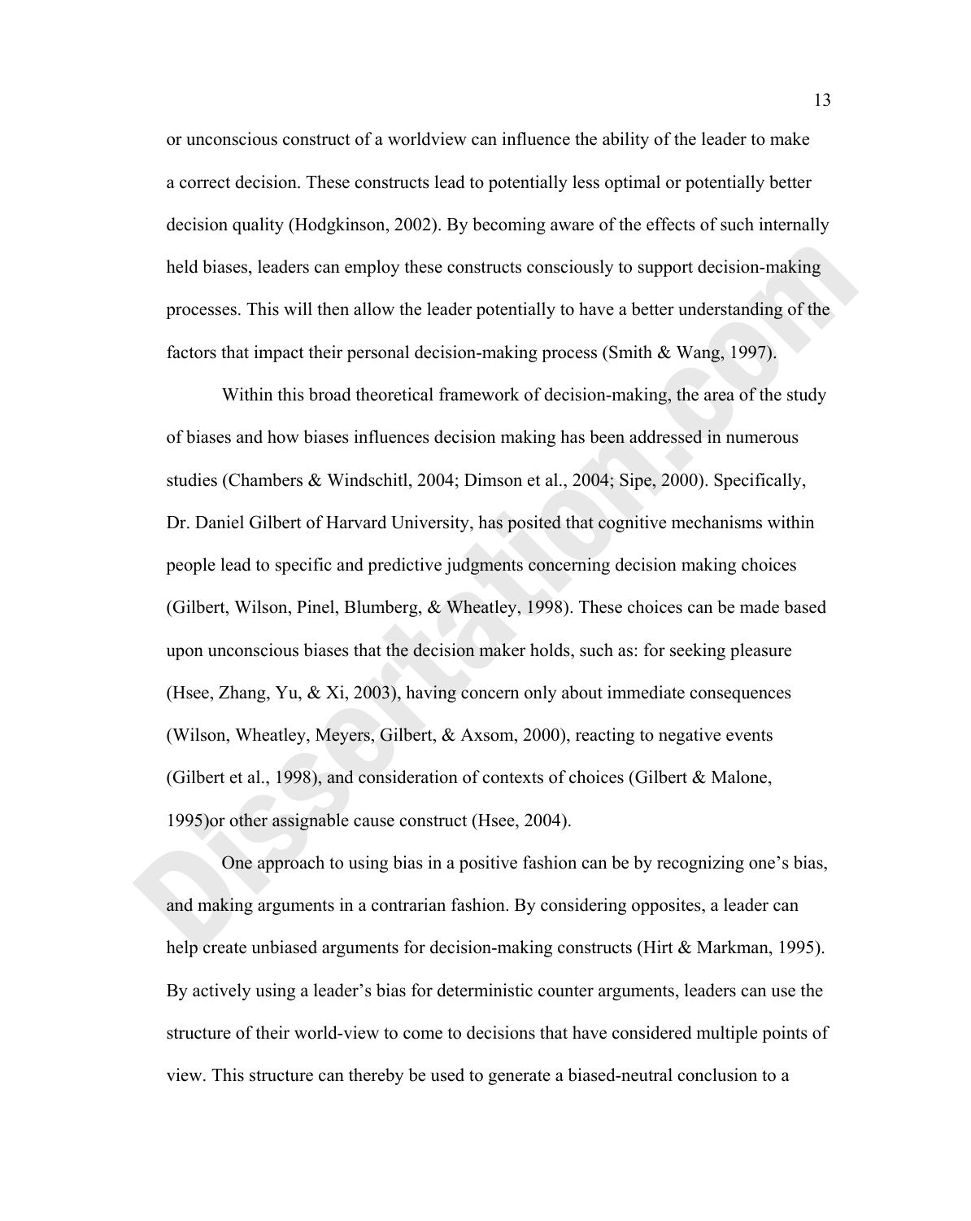or unconscious construct of a worldview can influence the ability of the leader to make a correct decision. These constructs lead to potentially less optimal or potentially better decision quality (Hodgkinson, 2002). By becoming aware of the effects of such internally held biases, leaders can employ these constructs consciously to support decision-making processes. This will then allow the leader potentially to have a better understanding of the factors that impact their personal decision-making process (Smith & Wang, 1997).

Within this broad theoretical framework of decision-making, the area of the study of biases and how biases influences decision making has been addressed in numerous studies (Chambers & Windschitl, 2004; Dimson et al., 2004; Sipe, 2000). Specifically, Dr. Daniel Gilbert of Harvard University, has posited that cognitive mechanisms within people lead to specific and predictive judgments concerning decision making choices (Gilbert, Wilson, Pinel, Blumberg, & Wheatley, 1998). These choices can be made based upon unconscious biases that the decision maker holds, such as: for seeking pleasure (Hsee, Zhang, Yu, & Xi, 2003), having concern only about immediate consequences (Wilson, Wheatley, Meyers, Gilbert, & Axsom, 2000), reacting to negative events (Gilbert et al., 1998), and consideration of contexts of choices (Gilbert & Malone, 1995)or other assignable cause construct (Hsee, 2004).

One approach to using bias in a positive fashion can be by recognizing one's bias, and making arguments in a contrarian fashion. By considering opposites, a leader can help create unbiased arguments for decision-making constructs (Hirt & Markman, 1995). By actively using a leader's bias for deterministic counter arguments, leaders can use the structure of their world-view to come to decisions that have considered multiple points of view. This structure can thereby be used to generate a biased-neutral conclusion to a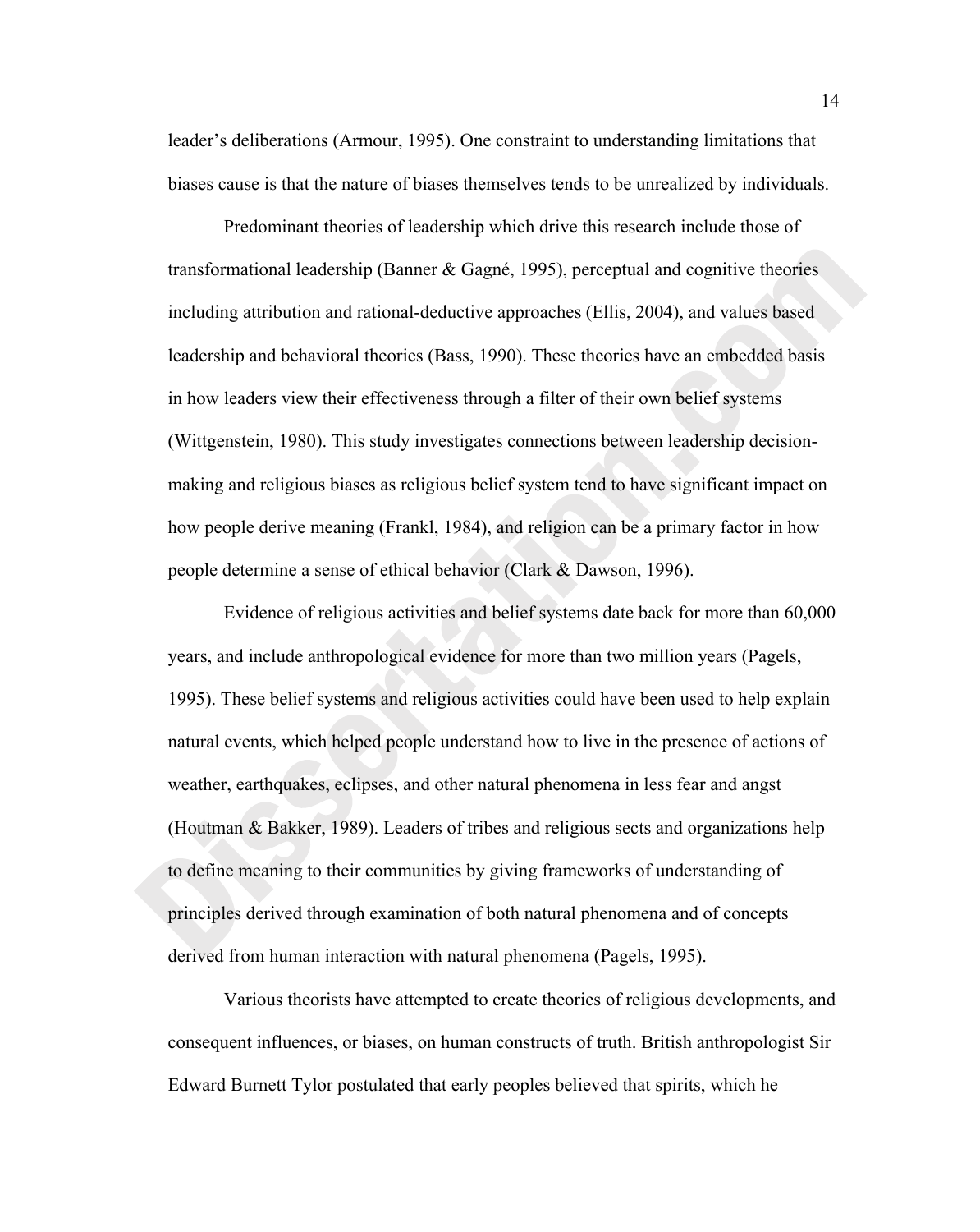leader's deliberations (Armour, 1995). One constraint to understanding limitations that biases cause is that the nature of biases themselves tends to be unrealized by individuals.

Predominant theories of leadership which drive this research include those of transformational leadership (Banner & Gagné, 1995), perceptual and cognitive theories including attribution and rational-deductive approaches (Ellis, 2004), and values based leadership and behavioral theories (Bass, 1990). These theories have an embedded basis in how leaders view their effectiveness through a filter of their own belief systems (Wittgenstein, 1980). This study investigates connections between leadership decision-making and religious biases as religious belief system tend to have significant impact on how people derive meaning (Frankl, 1984), and religion can be a primary factor in how people determine a sense of ethical behavior (Clark & Dawson, 1996).

Evidence of religious activities and belief systems date back for more than 60,000 years, and include anthropological evidence for more than two million years (Pagels, 1995). These belief systems and religious activities could have been used to help explain natural events, which helped people understand how to live in the presence of actions of weather, earthquakes, eclipses, and other natural phenomena in less fear and angst (Houtman & Bakker, 1989). Leaders of tribes and religious sects and organizations help to define meaning to their communities by giving frameworks of understanding of principles derived through examination of both natural phenomena and of concepts derived from human interaction with natural phenomena (Pagels, 1995).

Various theorists have attempted to create theories of religious developments, and consequent influences, or biases, on human constructs of truth. British anthropologist Sir Edward Burnett Tylor postulated that early peoples believed that spirits, which he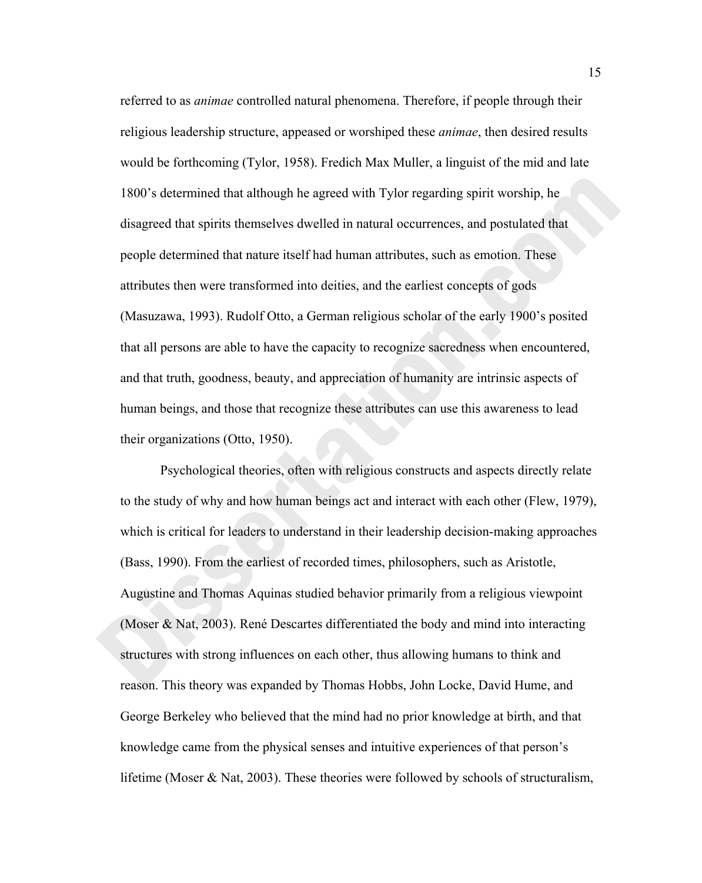referred to as *animae* controlled natural phenomena. Therefore, if people through their religious leadership structure, appeased or worshiped these *animae*, then desired results would be forthcoming (Tylor, 1958). Fredich Max Muller, a linguist of the mid and late 1800's determined that although he agreed with Tylor regarding spirit worship, he disagreed that spirits themselves dwelled in natural occurrences, and postulated that people determined that nature itself had human attributes, such as emotion. These attributes then were transformed into deities, and the earliest concepts of gods (Masuzawa, 1993). Rudolf Otto, a German religious scholar of the early 1900's posited that all persons are able to have the capacity to recognize sacredness when encountered, and that truth, goodness, beauty, and appreciation of humanity are intrinsic aspects of human beings, and those that recognize these attributes can use this awareness to lead their organizations (Otto, 1950).

Psychological theories, often with religious constructs and aspects directly relate to the study of why and how human beings act and interact with each other (Flew, 1979), which is critical for leaders to understand in their leadership decision-making approaches (Bass, 1990). From the earliest of recorded times, philosophers, such as Aristotle, Augustine and Thomas Aquinas studied behavior primarily from a religious viewpoint (Moser & Nat, 2003). René Descartes differentiated the body and mind into interacting structures with strong influences on each other, thus allowing humans to think and reason. This theory was expanded by Thomas Hobbs, John Locke, David Hume, and George Berkeley who believed that the mind had no prior knowledge at birth, and that knowledge came from the physical senses and intuitive experiences of that person's lifetime (Moser & Nat, 2003). These theories were followed by schools of structuralism,